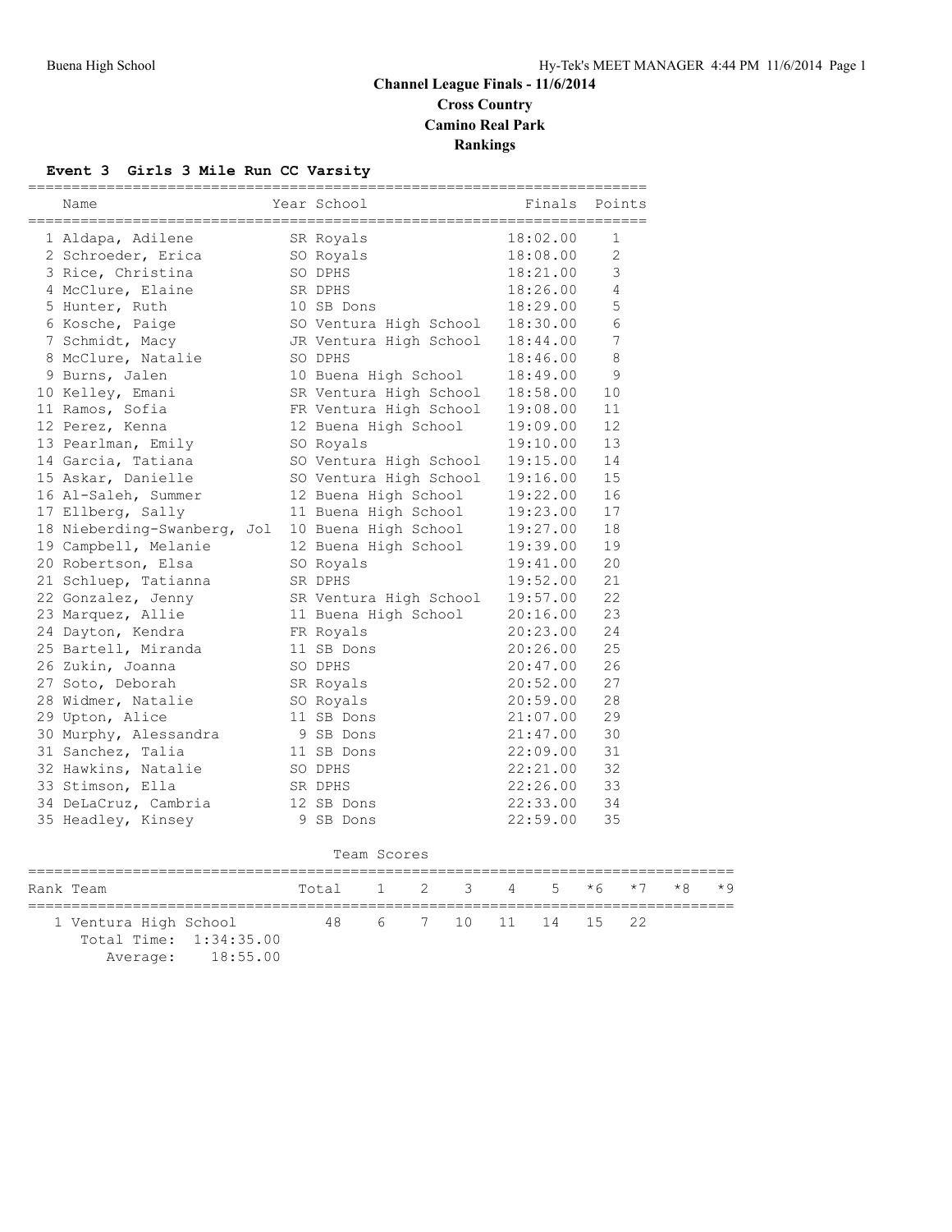# Channel League Finals - 11/6/2014

## Cross Country

## Camino Real Park

## Rankings

### Event 3 Girls 3 Mile Run CC Varsity

| | Name | Year | School | Finals | Points |
|---|---|---|---|---|---|
| 1 | Aldapa, Adilene | SR | Royals | 18:02.00 | 1 |
| 2 | Schroeder, Erica | SO | Royals | 18:08.00 | 2 |
| 3 | Rice, Christina | SO | DPHS | 18:21.00 | 3 |
| 4 | McClure, Elaine | SR | DPHS | 18:26.00 | 4 |
| 5 | Hunter, Ruth | 10 | SB Dons | 18:29.00 | 5 |
| 6 | Kosche, Paige | SO | Ventura High School | 18:30.00 | 6 |
| 7 | Schmidt, Macy | JR | Ventura High School | 18:44.00 | 7 |
| 8 | McClure, Natalie | SO | DPHS | 18:46.00 | 8 |
| 9 | Burns, Jalen | 10 | Buena High School | 18:49.00 | 9 |
| 10 | Kelley, Emani | SR | Ventura High School | 18:58.00 | 10 |
| 11 | Ramos, Sofia | FR | Ventura High School | 19:08.00 | 11 |
| 12 | Perez, Kenna | 12 | Buena High School | 19:09.00 | 12 |
| 13 | Pearlman, Emily | SO | Royals | 19:10.00 | 13 |
| 14 | Garcia, Tatiana | SO | Ventura High School | 19:15.00 | 14 |
| 15 | Askar, Danielle | SO | Ventura High School | 19:16.00 | 15 |
| 16 | Al-Saleh, Summer | 12 | Buena High School | 19:22.00 | 16 |
| 17 | Ellberg, Sally | 11 | Buena High School | 19:23.00 | 17 |
| 18 | Nieberding-Swanberg, Jol | 10 | Buena High School | 19:27.00 | 18 |
| 19 | Campbell, Melanie | 12 | Buena High School | 19:39.00 | 19 |
| 20 | Robertson, Elsa | SO | Royals | 19:41.00 | 20 |
| 21 | Schluep, Tatianna | SR | DPHS | 19:52.00 | 21 |
| 22 | Gonzalez, Jenny | SR | Ventura High School | 19:57.00 | 22 |
| 23 | Marquez, Allie | 11 | Buena High School | 20:16.00 | 23 |
| 24 | Dayton, Kendra | FR | Royals | 20:23.00 | 24 |
| 25 | Bartell, Miranda | 11 | SB Dons | 20:26.00 | 25 |
| 26 | Zukin, Joanna | SO | DPHS | 20:47.00 | 26 |
| 27 | Soto, Deborah | SR | Royals | 20:52.00 | 27 |
| 28 | Widmer, Natalie | SO | Royals | 20:59.00 | 28 |
| 29 | Upton, Alice | 11 | SB Dons | 21:07.00 | 29 |
| 30 | Murphy, Alessandra | 9 | SB Dons | 21:47.00 | 30 |
| 31 | Sanchez, Talia | 11 | SB Dons | 22:09.00 | 31 |
| 32 | Hawkins, Natalie | SO | DPHS | 22:21.00 | 32 |
| 33 | Stimson, Ella | SR | DPHS | 22:26.00 | 33 |
| 34 | DeLaCruz, Cambria | 12 | SB Dons | 22:33.00 | 34 |
| 35 | Headley, Kinsey | 9 | SB Dons | 22:59.00 | 35 |

Team Scores

| Rank | Team | Total | 1 | 2 | 3 | 4 | 5 | *6 | *7 | *8 | *9 |
|---|---|---|---|---|---|---|---|---|---|---|---|
| 1 | Ventura High School | 48 | 6 | 7 | 10 | 11 | 14 | 15 | 22 | | |

Total Time: 1:34:35.00
Average: 18:55.00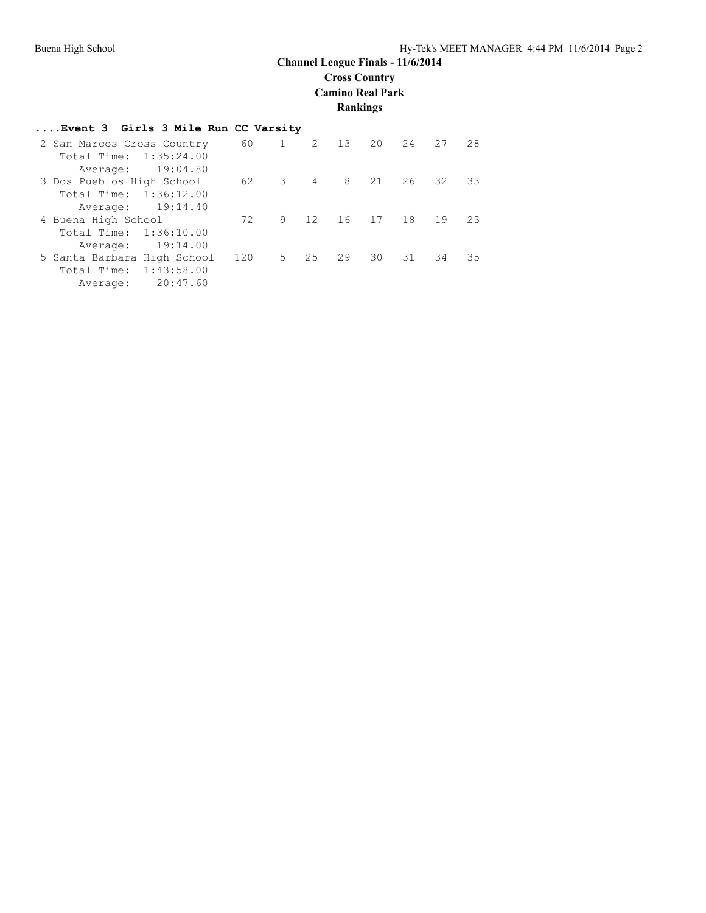**Channel League Finals - 11/6/2014**

**Cross Country**

**Camino Real Park**

**Rankings**

### ....Event 3 Girls 3 Mile Run CC Varsity

| | | | | | | | | |
|---|---|---|---|---|---|---|---|---|
| 2 San Marcos Cross Country | 60 | 1 | 2 | 13 | 20 | 24 | 27 | 28 |
| Total Time: 1:35:24.00 | | | | | | | | |
| Average: 19:04.80 | | | | | | | | |
| 3 Dos Pueblos High School | 62 | 3 | 4 | 8 | 21 | 26 | 32 | 33 |
| Total Time: 1:36:12.00 | | | | | | | | |
| Average: 19:14.40 | | | | | | | | |
| 4 Buena High School | 72 | 9 | 12 | 16 | 17 | 18 | 19 | 23 |
| Total Time: 1:36:10.00 | | | | | | | | |
| Average: 19:14.00 | | | | | | | | |
| 5 Santa Barbara High School | 120 | 5 | 25 | 29 | 30 | 31 | 34 | 35 |
| Total Time: 1:43:58.00 | | | | | | | | |
| Average: 20:47.60 | | | | | | | | |